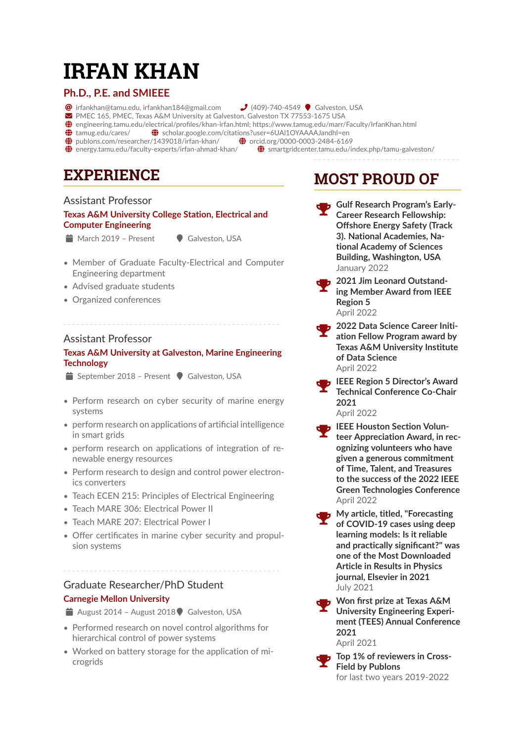# IRFAN KHAN

**Ph.D., P.E. and SMIEEE**

irfankhan@tamu.edu, irfankhan184@gmail.com | (409)-740-4549 | Galveston, USA
PMEC 165, PMEC, Texas A&M University at Galveston, Galveston TX 77553-1675 USA
engineering.tamu.edu/electrical/profiles/khan-irfan.html; https://www.tamug.edu/marr/Faculty/IrfanKhan.html
tamug.edu/cares/ | scholar.google.com/citations?user=6UAI1OYAAAAJandhl=en
publons.com/researcher/1439018/irfan-khan/ | orcid.org/0000-0003-2484-6169
energy.tamu.edu/faculty-experts/irfan-ahmad-khan/ | smartgridcenter.tamu.edu/index.php/tamu-galveston/

## EXPERIENCE

### Assistant Professor

**Texas A&M University College Station, Electrical and Computer Engineering**

March 2019 – Present | Galveston, USA

- Member of Graduate Faculty-Electrical and Computer Engineering department
- Advised graduate students
- Organized conferences

### Assistant Professor

**Texas A&M University at Galveston, Marine Engineering Technology**

September 2018 – Present | Galveston, USA

- Perform research on cyber security of marine energy systems
- perform research on applications of artificial intelligence in smart grids
- perform research on applications of integration of renewable energy resources
- Perform research to design and control power electronics converters
- Teach ECEN 215: Principles of Electrical Engineering
- Teach MARE 306: Electrical Power II
- Teach MARE 207: Electrical Power I
- Offer certificates in marine cyber security and propulsion systems

### Graduate Researcher/PhD Student

**Carnegie Mellon University**

August 2014 – August 2018 | Galveston, USA

- Performed research on novel control algorithms for hierarchical control of power systems
- Worked on battery storage for the application of microgrids

## MOST PROUD OF

- **Gulf Research Program's Early-Career Research Fellowship: Offshore Energy Safety (Track 3). National Academies, National Academy of Sciences Building, Washington, USA**
  January 2022
- **2021 Jim Leonard Outstanding Member Award from IEEE Region 5**
  April 2022
- **2022 Data Science Career Initiation Fellow Program award by Texas A&M University Institute of Data Science**
  April 2022
- **IEEE Region 5 Director's Award Technical Conference Co-Chair 2021**
  April 2022
- **IEEE Houston Section Volunteer Appreciation Award, in recognizing volunteers who have given a generous commitment of Time, Talent, and Treasures to the success of the 2022 IEEE Green Technologies Conference**
  April 2022
- **My article, titled, "Forecasting of COVID-19 cases using deep learning models: Is it reliable and practically significant?" was one of the Most Downloaded Article in Results in Physics journal, Elsevier in 2021**
  July 2021
- **Won first prize at Texas A&M University Engineering Experiment (TEES) Annual Conference 2021**
  April 2021
- **Top 1% of reviewers in Cross-Field by Publons**
  for last two years 2019-2022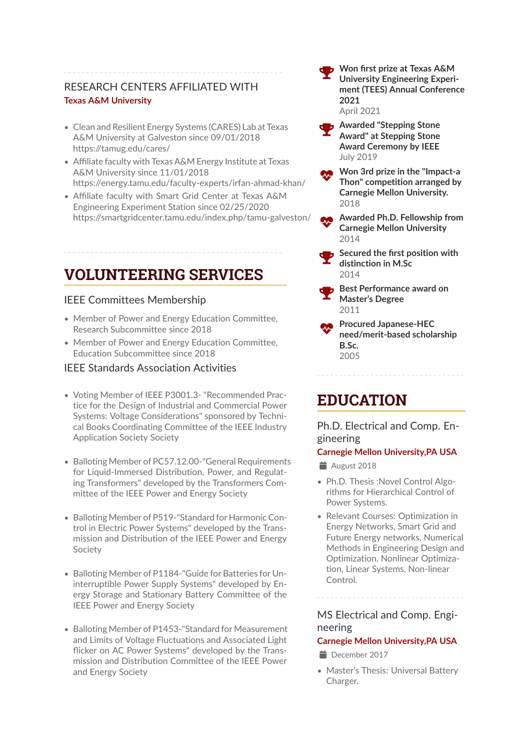## RESEARCH CENTERS AFFILIATED WITH

**Texas A&M University**

- Clean and Resilient Energy Systems (CARES) Lab at Texas A&M University at Galveston since 09/01/2018 https://tamug.edu/cares/
- Affiliate faculty with Texas A&M Energy Institute at Texas A&M University since 11/01/2018 https://energy.tamu.edu/faculty-experts/irfan-ahmad-khan/
- Affiliate faculty with Smart Grid Center at Texas A&M Engineering Experiment Station since 02/25/2020 https://smartgridcenter.tamu.edu/index.php/tamu-galveston/

# VOLUNTEERING SERVICES

### IEEE Committees Membership

- Member of Power and Energy Education Committee, Research Subcommittee since 2018
- Member of Power and Energy Education Committee, Education Subcommittee since 2018

### IEEE Standards Association Activities

- Voting Member of IEEE P3001.3- "Recommended Practice for the Design of Industrial and Commercial Power Systems: Voltage Considerations" sponsored by Technical Books Coordinating Committee of the IEEE Industry Application Society Society
- Balloting Member of PC57.12.00-"General Requirements for Liquid-Immersed Distribution, Power, and Regulating Transformers" developed by the Transformers Committee of the IEEE Power and Energy Society
- Balloting Member of P519-"Standard for Harmonic Control in Electric Power Systems" developed by the Transmission and Distribution of the IEEE Power and Energy Society
- Balloting Member of P1184-"Guide for Batteries for Uninterruptible Power Supply Systems" developed by Energy Storage and Stationary Battery Committee of the IEEE Power and Energy Society
- Balloting Member of P1453-"Standard for Measurement and Limits of Voltage Fluctuations and Associated Light flicker on AC Power Systems" developed by the Transmission and Distribution Committee of the IEEE Power and Energy Society

**Won first prize at Texas A&M University Engineering Experiment (TEES) Annual Conference 2021**
April 2021

**Awarded "Stepping Stone Award" at Stepping Stone Award Ceremony by IEEE**
July 2019

**Won 3rd prize in the "Impact-a Thon" competition arranged by Carnegie Mellon University.**
2018

**Awarded Ph.D. Fellowship from Carnegie Mellon University**
2014

**Secured the first position with distinction in M.Sc**
2014

**Best Performance award on Master's Degree**
2011

**Procured Japanese-HEC need/merit-based scholarship B.Sc.**
2005

# EDUCATION

### Ph.D. Electrical and Comp. Engineering

**Carnegie Mellon University,PA USA**

August 2018

- Ph.D. Thesis :Novel Control Algorithms for Hierarchical Control of Power Systems.
- Relevant Courses: Optimization in Energy Networks, Smart Grid and Future Energy networks, Numerical Methods in Engineering Design and Optimization, Nonlinear Optimization, Linear Systems, Non-linear Control.

### MS Electrical and Comp. Engineering

**Carnegie Mellon University,PA USA**

December 2017

- Master's Thesis: Universal Battery Charger.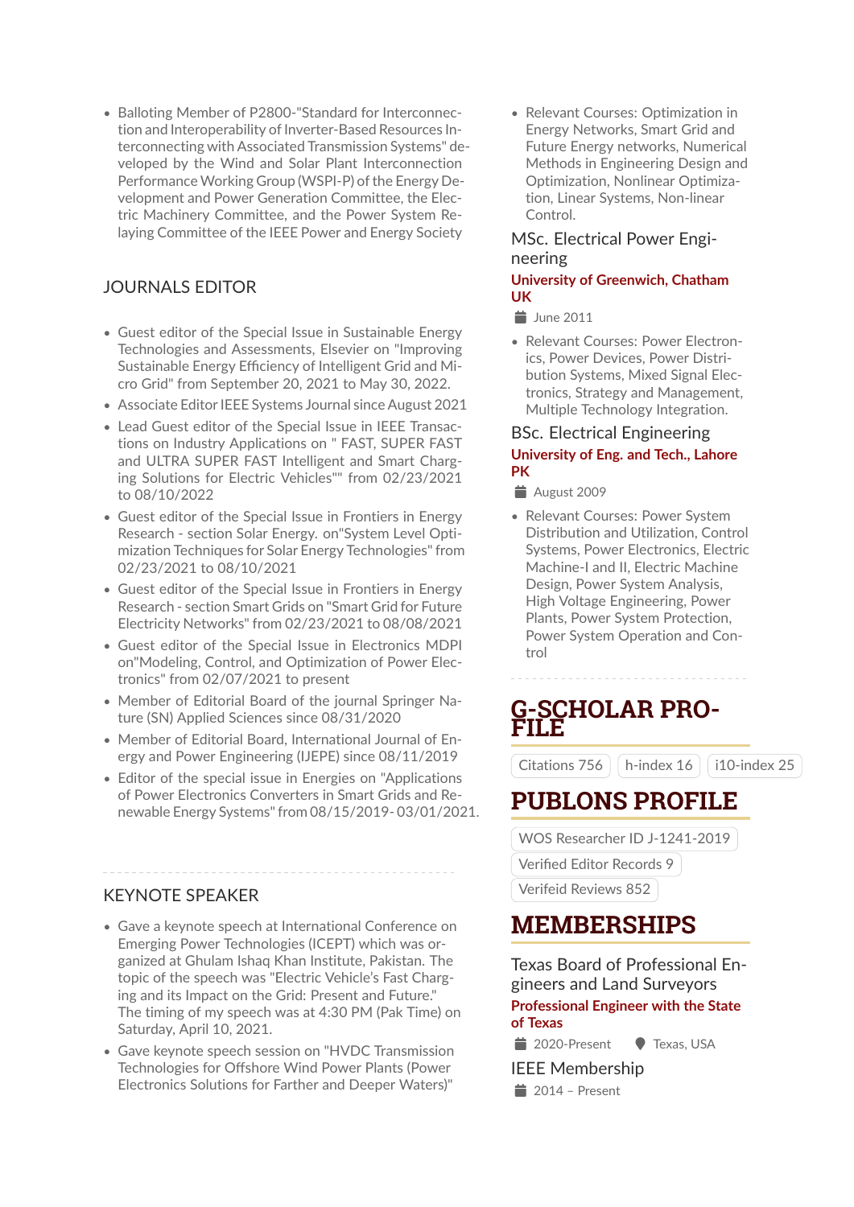- Balloting Member of P2800-"Standard for Interconnection and Interoperability of Inverter-Based Resources Interconnecting with Associated Transmission Systems" developed by the Wind and Solar Plant Interconnection Performance Working Group (WSPI-P) of the Energy Development and Power Generation Committee, the Electric Machinery Committee, and the Power System Relaying Committee of the IEEE Power and Energy Society

## JOURNALS EDITOR

- Guest editor of the Special Issue in Sustainable Energy Technologies and Assessments, Elsevier on "Improving Sustainable Energy Efficiency of Intelligent Grid and Micro Grid" from September 20, 2021 to May 30, 2022.
- Associate Editor IEEE Systems Journal since August 2021
- Lead Guest editor of the Special Issue in IEEE Transactions on Industry Applications on " FAST, SUPER FAST and ULTRA SUPER FAST Intelligent and Smart Charging Solutions for Electric Vehicles"" from 02/23/2021 to 08/10/2022
- Guest editor of the Special Issue in Frontiers in Energy Research - section Solar Energy. on"System Level Optimization Techniques for Solar Energy Technologies" from 02/23/2021 to 08/10/2021
- Guest editor of the Special Issue in Frontiers in Energy Research - section Smart Grids on "Smart Grid for Future Electricity Networks" from 02/23/2021 to 08/08/2021
- Guest editor of the Special Issue in Electronics MDPI on"Modeling, Control, and Optimization of Power Electronics" from 02/07/2021 to present
- Member of Editorial Board of the journal Springer Nature (SN) Applied Sciences since 08/31/2020
- Member of Editorial Board, International Journal of Energy and Power Engineering (IJEPE) since 08/11/2019
- Editor of the special issue in Energies on "Applications of Power Electronics Converters in Smart Grids and Renewable Energy Systems" from 08/15/2019- 03/01/2021.

## KEYNOTE SPEAKER

- Gave a keynote speech at International Conference on Emerging Power Technologies (ICEPT) which was organized at Ghulam Ishaq Khan Institute, Pakistan. The topic of the speech was "Electric Vehicle's Fast Charging and its Impact on the Grid: Present and Future." The timing of my speech was at 4:30 PM (Pak Time) on Saturday, April 10, 2021.
- Gave keynote speech session on "HVDC Transmission Technologies for Offshore Wind Power Plants (Power Electronics Solutions for Farther and Deeper Waters)"

- Relevant Courses: Optimization in Energy Networks, Smart Grid and Future Energy networks, Numerical Methods in Engineering Design and Optimization, Nonlinear Optimization, Linear Systems, Non-linear Control.

### MSc. Electrical Power Engineering

**University of Greenwich, Chatham UK**

June 2011

- Relevant Courses: Power Electronics, Power Devices, Power Distribution Systems, Mixed Signal Electronics, Strategy and Management, Multiple Technology Integration.

### BSc. Electrical Engineering

**University of Eng. and Tech., Lahore PK**

August 2009

- Relevant Courses: Power System Distribution and Utilization, Control Systems, Power Electronics, Electric Machine-I and II, Electric Machine Design, Power System Analysis, High Voltage Engineering, Power Plants, Power System Protection, Power System Operation and Control

## G-SCHOLAR PROFILE

Citations 756 | h-index 16 | i10-index 25

## PUBLONS PROFILE

WOS Researcher ID J-1241-2019

Verified Editor Records 9

Verifeid Reviews 852

## MEMBERSHIPS

### Texas Board of Professional Engineers and Land Surveyors

**Professional Engineer with the State of Texas**

2020-Present | Texas, USA

### IEEE Membership

2014 – Present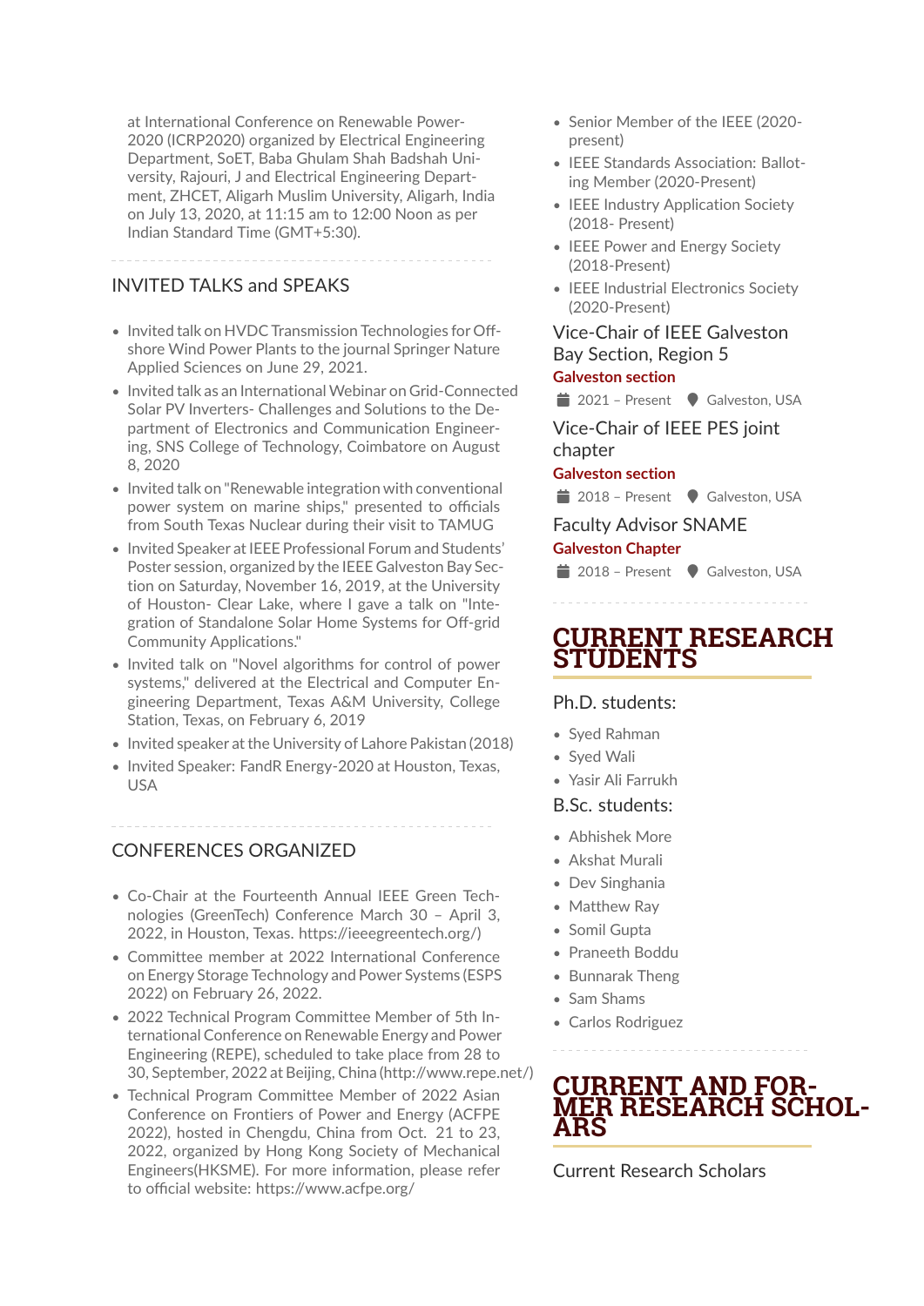at International Conference on Renewable Power-2020 (ICRP2020) organized by Electrical Engineering Department, SoET, Baba Ghulam Shah Badshah University, Rajouri, J and Electrical Engineering Department, ZHCET, Aligarh Muslim University, Aligarh, India on July 13, 2020, at 11:15 am to 12:00 Noon as per Indian Standard Time (GMT+5:30).

## INVITED TALKS and SPEAKS

- Invited talk on HVDC Transmission Technologies for Offshore Wind Power Plants to the journal Springer Nature Applied Sciences on June 29, 2021.
- Invited talk as an International Webinar on Grid-Connected Solar PV Inverters- Challenges and Solutions to the Department of Electronics and Communication Engineering, SNS College of Technology, Coimbatore on August 8, 2020
- Invited talk on "Renewable integration with conventional power system on marine ships," presented to officials from South Texas Nuclear during their visit to TAMUG
- Invited Speaker at IEEE Professional Forum and Students' Poster session, organized by the IEEE Galveston Bay Section on Saturday, November 16, 2019, at the University of Houston- Clear Lake, where I gave a talk on "Integration of Standalone Solar Home Systems for Off-grid Community Applications."
- Invited talk on "Novel algorithms for control of power systems," delivered at the Electrical and Computer Engineering Department, Texas A&M University, College Station, Texas, on February 6, 2019
- Invited speaker at the University of Lahore Pakistan (2018)
- Invited Speaker: FandR Energy-2020 at Houston, Texas, USA

## CONFERENCES ORGANIZED

- Co-Chair at the Fourteenth Annual IEEE Green Technologies (GreenTech) Conference March 30 – April 3, 2022, in Houston, Texas. https://ieeegreentech.org/)
- Committee member at 2022 International Conference on Energy Storage Technology and Power Systems (ESPS 2022) on February 26, 2022.
- 2022 Technical Program Committee Member of 5th International Conference on Renewable Energy and Power Engineering (REPE), scheduled to take place from 28 to 30, September, 2022 at Beijing, China (http://www.repe.net/)
- Technical Program Committee Member of 2022 Asian Conference on Frontiers of Power and Energy (ACFPE 2022), hosted in Chengdu, China from Oct. 21 to 23, 2022, organized by Hong Kong Society of Mechanical Engineers(HKSME). For more information, please refer to official website: https://www.acfpe.org/

- Senior Member of the IEEE (2020-present)
- IEEE Standards Association: Balloting Member (2020-Present)
- IEEE Industry Application Society (2018- Present)
- IEEE Power and Energy Society (2018-Present)
- IEEE Industrial Electronics Society (2020-Present)

### Vice-Chair of IEEE Galveston Bay Section, Region 5

**Galveston section**

2021 – Present | Galveston, USA

### Vice-Chair of IEEE PES joint chapter

**Galveston section**

2018 – Present | Galveston, USA

### Faculty Advisor SNAME

**Galveston Chapter**

2018 – Present | Galveston, USA

## CURRENT RESEARCH STUDENTS

### Ph.D. students:

- Syed Rahman
- Syed Wali
- Yasir Ali Farrukh

### B.Sc. students:

- Abhishek More
- Akshat Murali
- Dev Singhania
- Matthew Ray
- Somil Gupta
- Praneeth Boddu
- Bunnarak Theng
- Sam Shams
- Carlos Rodriguez

## CURRENT AND FORMER RESEARCH SCHOLARS

### Current Research Scholars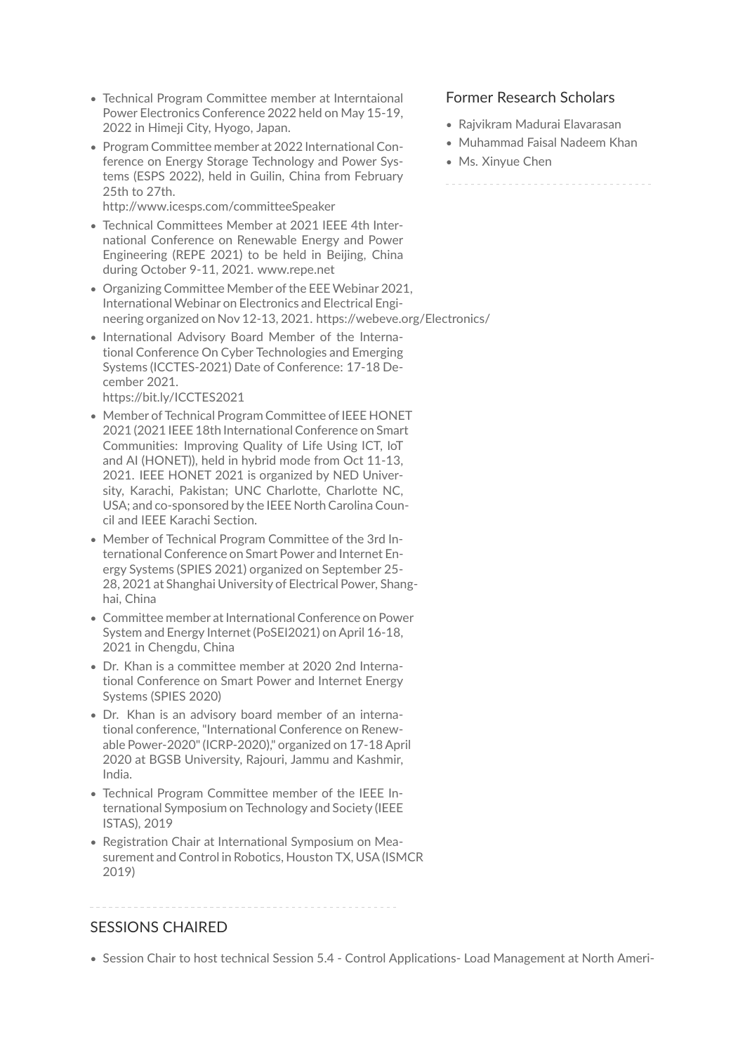- Technical Program Committee member at Interntaional Power Electronics Conference 2022 held on May 15-19, 2022 in Himeji City, Hyogo, Japan.
- Program Committee member at 2022 International Conference on Energy Storage Technology and Power Systems (ESPS 2022), held in Guilin, China from February 25th to 27th.
  http://www.icesps.com/committeeSpeaker
- Technical Committees Member at 2021 IEEE 4th International Conference on Renewable Energy and Power Engineering (REPE 2021) to be held in Beijing, China during October 9-11, 2021. www.repe.net
- Organizing Committee Member of the EEE Webinar 2021, International Webinar on Electronics and Electrical Engineering organized on Nov 12-13, 2021. https://webeve.org/Electronics/
- International Advisory Board Member of the International Conference On Cyber Technologies and Emerging Systems (ICCTES-2021) Date of Conference: 17-18 December 2021.
  https://bit.ly/ICCTES2021
- Member of Technical Program Committee of IEEE HONET 2021 (2021 IEEE 18th International Conference on Smart Communities: Improving Quality of Life Using ICT, IoT and AI (HONET)), held in hybrid mode from Oct 11-13, 2021. IEEE HONET 2021 is organized by NED University, Karachi, Pakistan; UNC Charlotte, Charlotte NC, USA; and co-sponsored by the IEEE North Carolina Council and IEEE Karachi Section.
- Member of Technical Program Committee of the 3rd International Conference on Smart Power and Internet Energy Systems (SPIES 2021) organized on September 25-28, 2021 at Shanghai University of Electrical Power, Shanghai, China
- Committee member at International Conference on Power System and Energy Internet (PoSEI2021) on April 16-18, 2021 in Chengdu, China
- Dr. Khan is a committee member at 2020 2nd International Conference on Smart Power and Internet Energy Systems (SPIES 2020)
- Dr. Khan is an advisory board member of an international conference, "International Conference on Renewable Power-2020" (ICRP-2020)," organized on 17-18 April 2020 at BGSB University, Rajouri, Jammu and Kashmir, India.
- Technical Program Committee member of the IEEE International Symposium on Technology and Society (IEEE ISTAS), 2019
- Registration Chair at International Symposium on Measurement and Control in Robotics, Houston TX, USA (ISMCR 2019)

## Former Research Scholars

- Rajvikram Madurai Elavarasan
- Muhammad Faisal Nadeem Khan
- Ms. Xinyue Chen

## SESSIONS CHAIRED

- Session Chair to host technical Session 5.4 - Control Applications- Load Management at North Ameri-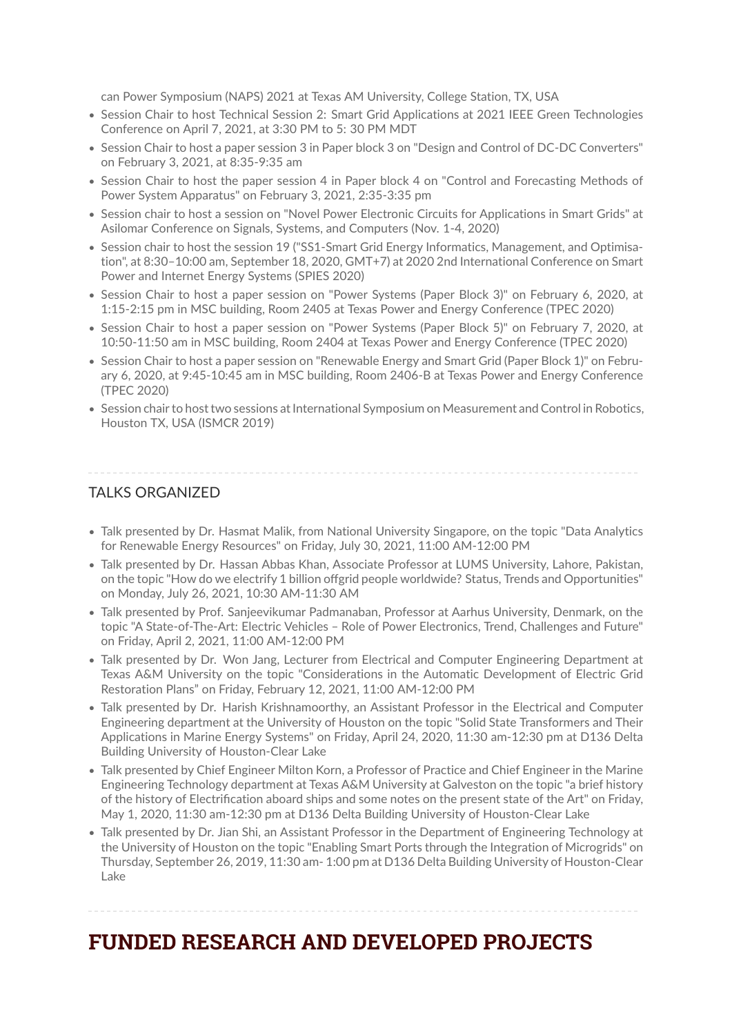can Power Symposium (NAPS) 2021 at Texas AM University, College Station, TX, USA

- Session Chair to host Technical Session 2: Smart Grid Applications at 2021 IEEE Green Technologies Conference on April 7, 2021, at 3:30 PM to 5: 30 PM MDT
- Session Chair to host a paper session 3 in Paper block 3 on "Design and Control of DC-DC Converters" on February 3, 2021, at 8:35-9:35 am
- Session Chair to host the paper session 4 in Paper block 4 on "Control and Forecasting Methods of Power System Apparatus" on February 3, 2021, 2:35-3:35 pm
- Session chair to host a session on "Novel Power Electronic Circuits for Applications in Smart Grids" at Asilomar Conference on Signals, Systems, and Computers (Nov. 1-4, 2020)
- Session chair to host the session 19 ("SS1-Smart Grid Energy Informatics, Management, and Optimisation", at 8:30–10:00 am, September 18, 2020, GMT+7) at 2020 2nd International Conference on Smart Power and Internet Energy Systems (SPIES 2020)
- Session Chair to host a paper session on "Power Systems (Paper Block 3)" on February 6, 2020, at 1:15-2:15 pm in MSC building, Room 2405 at Texas Power and Energy Conference (TPEC 2020)
- Session Chair to host a paper session on "Power Systems (Paper Block 5)" on February 7, 2020, at 10:50-11:50 am in MSC building, Room 2404 at Texas Power and Energy Conference (TPEC 2020)
- Session Chair to host a paper session on "Renewable Energy and Smart Grid (Paper Block 1)" on February 6, 2020, at 9:45-10:45 am in MSC building, Room 2406-B at Texas Power and Energy Conference (TPEC 2020)
- Session chair to host two sessions at International Symposium on Measurement and Control in Robotics, Houston TX, USA (ISMCR 2019)

## TALKS ORGANIZED

- Talk presented by Dr. Hasmat Malik, from National University Singapore, on the topic "Data Analytics for Renewable Energy Resources" on Friday, July 30, 2021, 11:00 AM-12:00 PM
- Talk presented by Dr. Hassan Abbas Khan, Associate Professor at LUMS University, Lahore, Pakistan, on the topic "How do we electrify 1 billion offgrid people worldwide? Status, Trends and Opportunities" on Monday, July 26, 2021, 10:30 AM-11:30 AM
- Talk presented by Prof. Sanjeevikumar Padmanaban, Professor at Aarhus University, Denmark, on the topic "A State-of-The-Art: Electric Vehicles – Role of Power Electronics, Trend, Challenges and Future" on Friday, April 2, 2021, 11:00 AM-12:00 PM
- Talk presented by Dr. Won Jang, Lecturer from Electrical and Computer Engineering Department at Texas A&M University on the topic "Considerations in the Automatic Development of Electric Grid Restoration Plans" on Friday, February 12, 2021, 11:00 AM-12:00 PM
- Talk presented by Dr. Harish Krishnamoorthy, an Assistant Professor in the Electrical and Computer Engineering department at the University of Houston on the topic "Solid State Transformers and Their Applications in Marine Energy Systems" on Friday, April 24, 2020, 11:30 am-12:30 pm at D136 Delta Building University of Houston-Clear Lake
- Talk presented by Chief Engineer Milton Korn, a Professor of Practice and Chief Engineer in the Marine Engineering Technology department at Texas A&M University at Galveston on the topic "a brief history of the history of Electrification aboard ships and some notes on the present state of the Art" on Friday, May 1, 2020, 11:30 am-12:30 pm at D136 Delta Building University of Houston-Clear Lake
- Talk presented by Dr. Jian Shi, an Assistant Professor in the Department of Engineering Technology at the University of Houston on the topic "Enabling Smart Ports through the Integration of Microgrids" on Thursday, September 26, 2019, 11:30 am- 1:00 pm at D136 Delta Building University of Houston-Clear Lake

# FUNDED RESEARCH AND DEVELOPED PROJECTS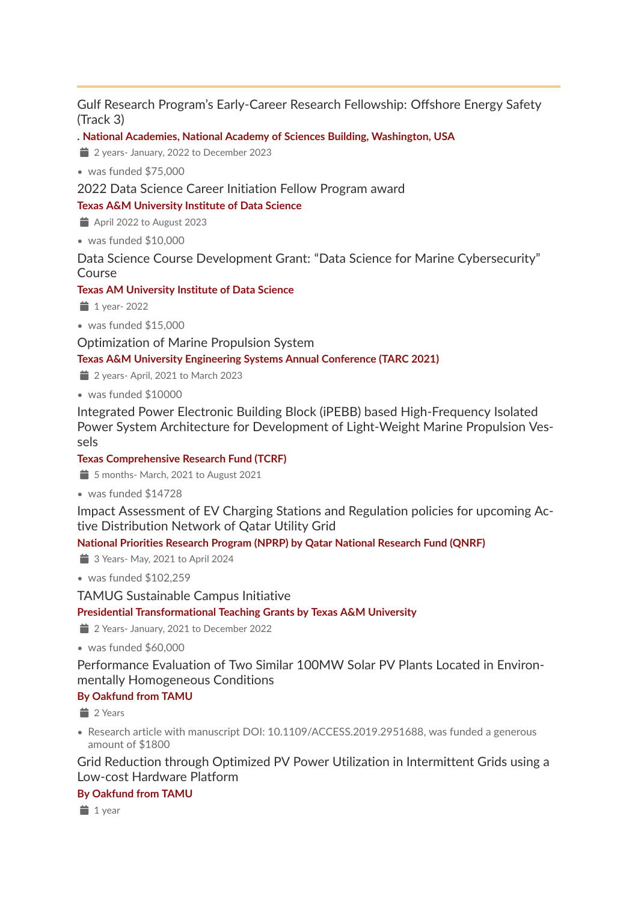### Gulf Research Program's Early-Career Research Fellowship: Offshore Energy Safety (Track 3)

**. National Academies, National Academy of Sciences Building, Washington, USA**

2 years- January, 2022 to December 2023

- was funded $75,000

### 2022 Data Science Career Initiation Fellow Program award

**Texas A&M University Institute of Data Science**

April 2022 to August 2023

- was funded $10,000

### Data Science Course Development Grant: "Data Science for Marine Cybersecurity" Course

**Texas AM University Institute of Data Science**

1 year- 2022

- was funded $15,000

### Optimization of Marine Propulsion System

**Texas A&M University Engineering Systems Annual Conference (TARC 2021)**

2 years- April, 2021 to March 2023

- was funded $10000

### Integrated Power Electronic Building Block (iPEBB) based High-Frequency Isolated Power System Architecture for Development of Light-Weight Marine Propulsion Vessels

**Texas Comprehensive Research Fund (TCRF)**

5 months- March, 2021 to August 2021

- was funded $14728

### Impact Assessment of EV Charging Stations and Regulation policies for upcoming Active Distribution Network of Qatar Utility Grid

**National Priorities Research Program (NPRP) by Qatar National Research Fund (QNRF)**

3 Years- May, 2021 to April 2024

- was funded $102,259

### TAMUG Sustainable Campus Initiative

**Presidential Transformational Teaching Grants by Texas A&M University**

2 Years- January, 2021 to December 2022

- was funded $60,000

### Performance Evaluation of Two Similar 100MW Solar PV Plants Located in Environmentally Homogeneous Conditions

**By Oakfund from TAMU**

2 Years

- Research article with manuscript DOI: 10.1109/ACCESS.2019.2951688, was funded a generous amount of $1800

### Grid Reduction through Optimized PV Power Utilization in Intermittent Grids using a Low-cost Hardware Platform

**By Oakfund from TAMU**

1 year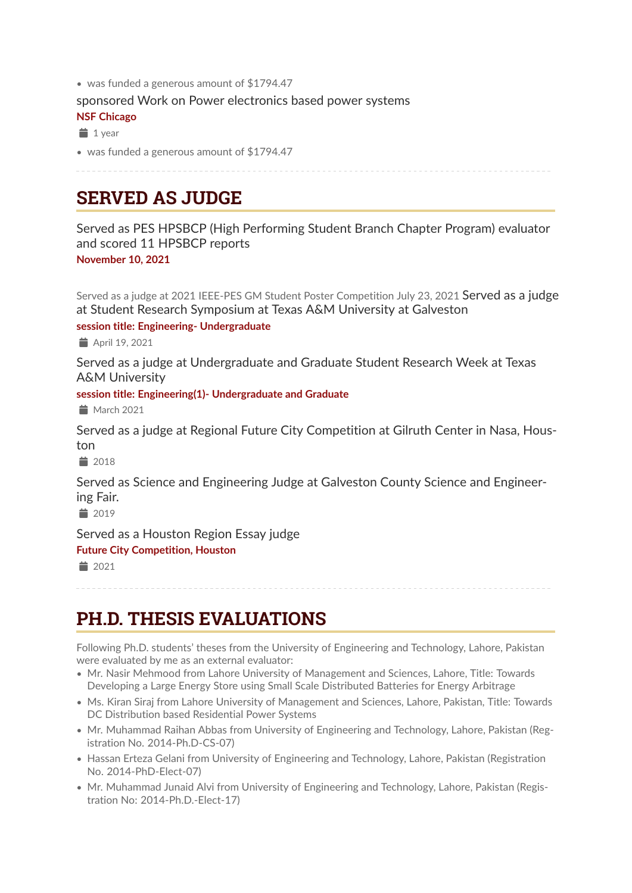- was funded a generous amount of $1794.47

sponsored Work on Power electronics based power systems

**NSF Chicago**

1 year

- was funded a generous amount of $1794.47

---

## SERVED AS JUDGE

Served as PES HPSBCP (High Performing Student Branch Chapter Program) evaluator and scored 11 HPSBCP reports

**November 10, 2021**

Served as a judge at 2021 IEEE-PES GM Student Poster Competition July 23, 2021 Served as a judge at Student Research Symposium at Texas A&M University at Galveston

**session title: Engineering- Undergraduate**

April 19, 2021

Served as a judge at Undergraduate and Graduate Student Research Week at Texas A&M University

**session title: Engineering(1)- Undergraduate and Graduate**

March 2021

Served as a judge at Regional Future City Competition at Gilruth Center in Nasa, Houston

2018

Served as Science and Engineering Judge at Galveston County Science and Engineering Fair.

2019

Served as a Houston Region Essay judge

**Future City Competition, Houston**

2021

---

## PH.D. THESIS EVALUATIONS

Following Ph.D. students' theses from the University of Engineering and Technology, Lahore, Pakistan were evaluated by me as an external evaluator:

- Mr. Nasir Mehmood from Lahore University of Management and Sciences, Lahore, Title: Towards Developing a Large Energy Store using Small Scale Distributed Batteries for Energy Arbitrage
- Ms. Kiran Siraj from Lahore University of Management and Sciences, Lahore, Pakistan, Title: Towards DC Distribution based Residential Power Systems
- Mr. Muhammad Raihan Abbas from University of Engineering and Technology, Lahore, Pakistan (Registration No. 2014-Ph.D-CS-07)
- Hassan Erteza Gelani from University of Engineering and Technology, Lahore, Pakistan (Registration No. 2014-PhD-Elect-07)
- Mr. Muhammad Junaid Alvi from University of Engineering and Technology, Lahore, Pakistan (Registration No: 2014-Ph.D.-Elect-17)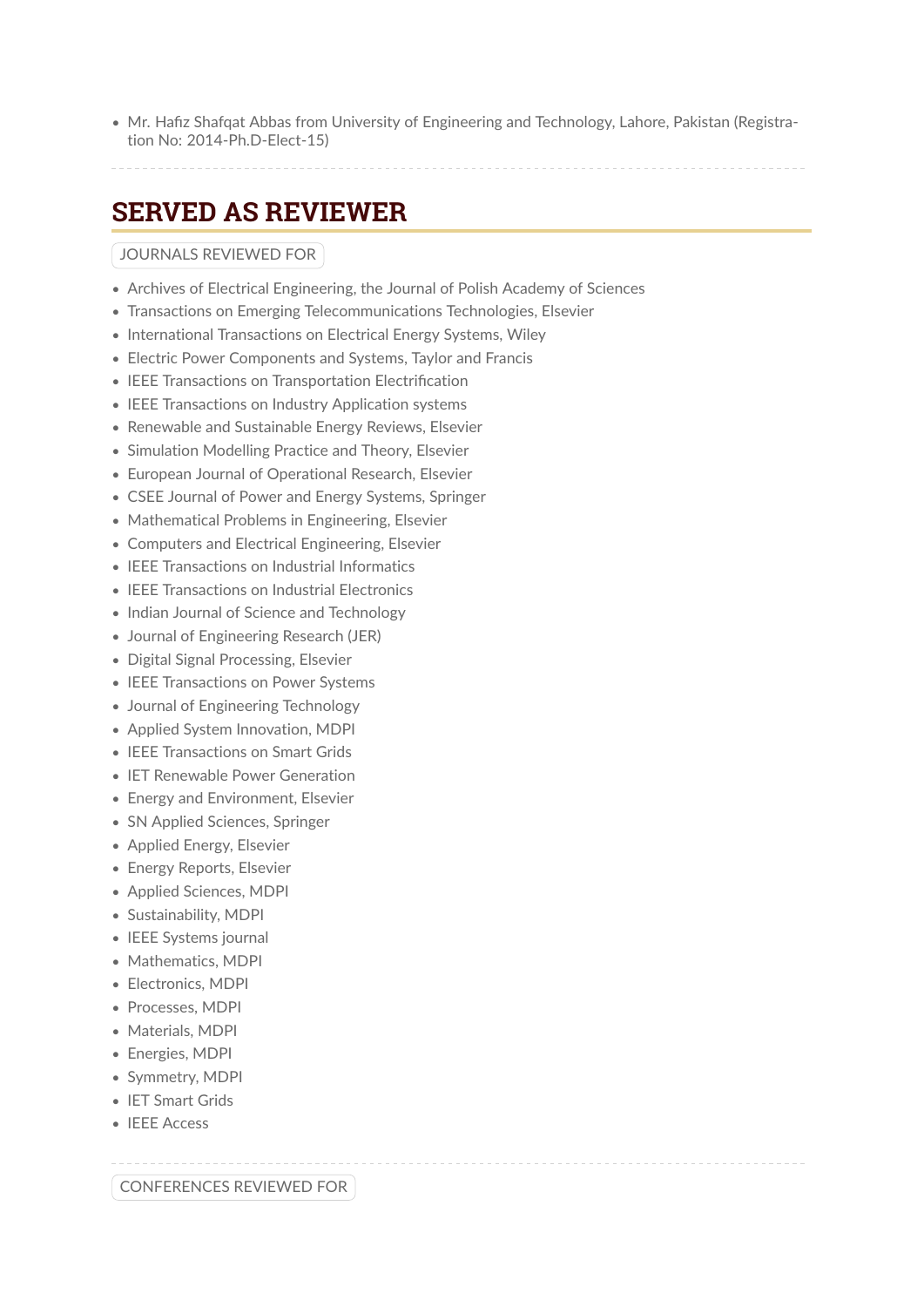- Mr. Hafiz Shafqat Abbas from University of Engineering and Technology, Lahore, Pakistan (Registration No: 2014-Ph.D-Elect-15)

## SERVED AS REVIEWER

### JOURNALS REVIEWED FOR

- Archives of Electrical Engineering, the Journal of Polish Academy of Sciences
- Transactions on Emerging Telecommunications Technologies, Elsevier
- International Transactions on Electrical Energy Systems, Wiley
- Electric Power Components and Systems, Taylor and Francis
- IEEE Transactions on Transportation Electrification
- IEEE Transactions on Industry Application systems
- Renewable and Sustainable Energy Reviews, Elsevier
- Simulation Modelling Practice and Theory, Elsevier
- European Journal of Operational Research, Elsevier
- CSEE Journal of Power and Energy Systems, Springer
- Mathematical Problems in Engineering, Elsevier
- Computers and Electrical Engineering, Elsevier
- IEEE Transactions on Industrial Informatics
- IEEE Transactions on Industrial Electronics
- Indian Journal of Science and Technology
- Journal of Engineering Research (JER)
- Digital Signal Processing, Elsevier
- IEEE Transactions on Power Systems
- Journal of Engineering Technology
- Applied System Innovation, MDPI
- IEEE Transactions on Smart Grids
- IET Renewable Power Generation
- Energy and Environment, Elsevier
- SN Applied Sciences, Springer
- Applied Energy, Elsevier
- Energy Reports, Elsevier
- Applied Sciences, MDPI
- Sustainability, MDPI
- IEEE Systems journal
- Mathematics, MDPI
- Electronics, MDPI
- Processes, MDPI
- Materials, MDPI
- Energies, MDPI
- Symmetry, MDPI
- IET Smart Grids
- IEEE Access

### CONFERENCES REVIEWED FOR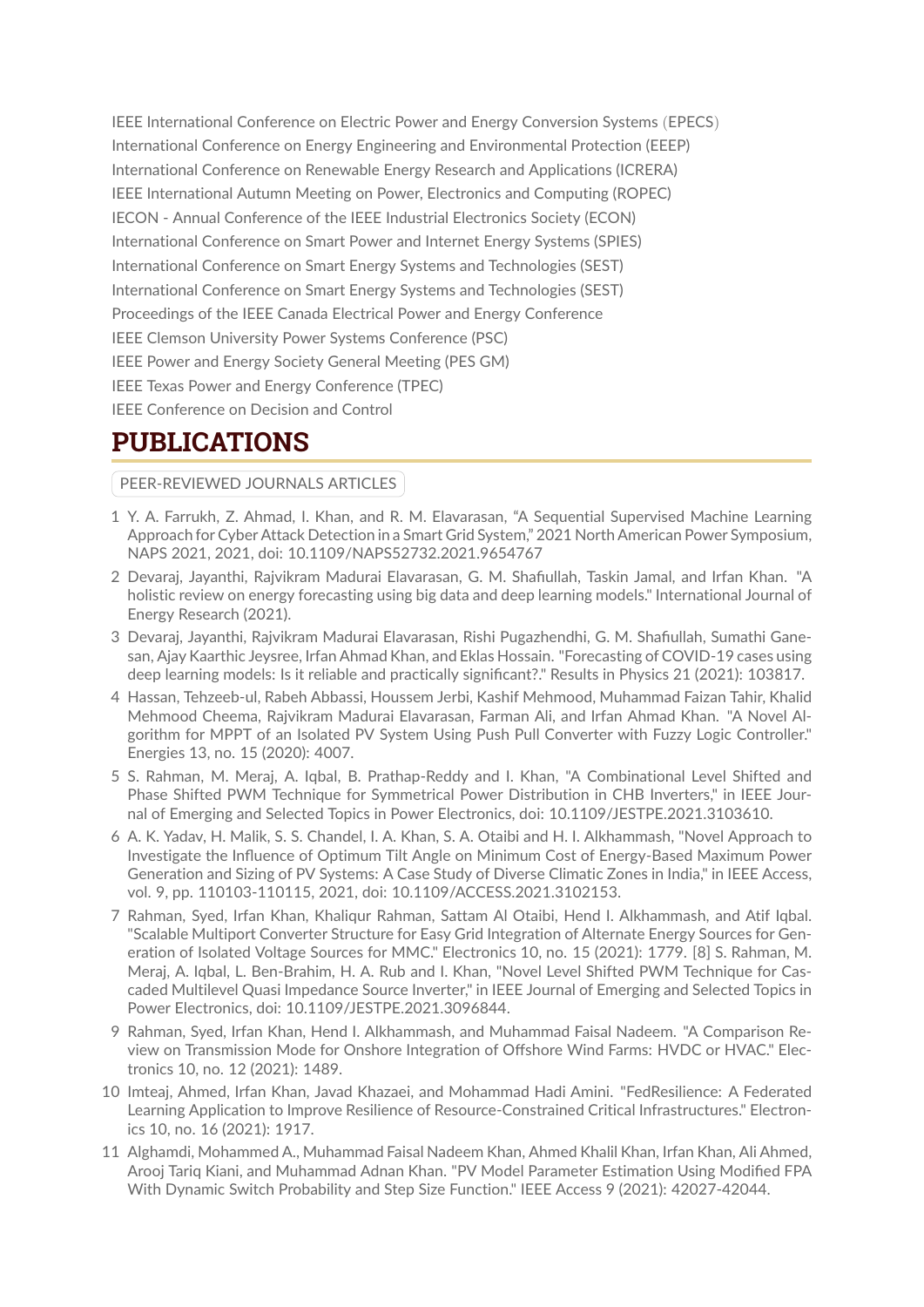IEEE International Conference on Electric Power and Energy Conversion Systems (EPECS)
International Conference on Energy Engineering and Environmental Protection (EEEP)
International Conference on Renewable Energy Research and Applications (ICRERA)
IEEE International Autumn Meeting on Power, Electronics and Computing (ROPEC)
IECON - Annual Conference of the IEEE Industrial Electronics Society (ECON)
International Conference on Smart Power and Internet Energy Systems (SPIES)
International Conference on Smart Energy Systems and Technologies (SEST)
International Conference on Smart Energy Systems and Technologies (SEST)
Proceedings of the IEEE Canada Electrical Power and Energy Conference
IEEE Clemson University Power Systems Conference (PSC)
IEEE Power and Energy Society General Meeting (PES GM)
IEEE Texas Power and Energy Conference (TPEC)
IEEE Conference on Decision and Control

# PUBLICATIONS

PEER-REVIEWED JOURNALS ARTICLES

1. Y. A. Farrukh, Z. Ahmad, I. Khan, and R. M. Elavarasan, "A Sequential Supervised Machine Learning Approach for Cyber Attack Detection in a Smart Grid System," 2021 North American Power Symposium, NAPS 2021, 2021, doi: 10.1109/NAPS52732.2021.9654767
2. Devaraj, Jayanthi, Rajvikram Madurai Elavarasan, G. M. Shafiullah, Taskin Jamal, and Irfan Khan. "A holistic review on energy forecasting using big data and deep learning models." International Journal of Energy Research (2021).
3. Devaraj, Jayanthi, Rajvikram Madurai Elavarasan, Rishi Pugazhendhi, G. M. Shafiullah, Sumathi Ganesan, Ajay Kaarthic Jeysree, Irfan Ahmad Khan, and Eklas Hossain. "Forecasting of COVID-19 cases using deep learning models: Is it reliable and practically significant?." Results in Physics 21 (2021): 103817.
4. Hassan, Tehzeeb-ul, Rabeh Abbassi, Houssem Jerbi, Kashif Mehmood, Muhammad Faizan Tahir, Khalid Mehmood Cheema, Rajvikram Madurai Elavarasan, Farman Ali, and Irfan Ahmad Khan. "A Novel Algorithm for MPPT of an Isolated PV System Using Push Pull Converter with Fuzzy Logic Controller." Energies 13, no. 15 (2020): 4007.
5. S. Rahman, M. Meraj, A. Iqbal, B. Prathap-Reddy and I. Khan, "A Combinational Level Shifted and Phase Shifted PWM Technique for Symmetrical Power Distribution in CHB Inverters," in IEEE Journal of Emerging and Selected Topics in Power Electronics, doi: 10.1109/JESTPE.2021.3103610.
6. A. K. Yadav, H. Malik, S. S. Chandel, I. A. Khan, S. A. Otaibi and H. I. Alkhammash, "Novel Approach to Investigate the Influence of Optimum Tilt Angle on Minimum Cost of Energy-Based Maximum Power Generation and Sizing of PV Systems: A Case Study of Diverse Climatic Zones in India," in IEEE Access, vol. 9, pp. 110103-110115, 2021, doi: 10.1109/ACCESS.2021.3102153.
7. Rahman, Syed, Irfan Khan, Khaliqur Rahman, Sattam Al Otaibi, Hend I. Alkhammash, and Atif Iqbal. "Scalable Multiport Converter Structure for Easy Grid Integration of Alternate Energy Sources for Generation of Isolated Voltage Sources for MMC." Electronics 10, no. 15 (2021): 1779. [8] S. Rahman, M. Meraj, A. Iqbal, L. Ben-Brahim, H. A. Rub and I. Khan, "Novel Level Shifted PWM Technique for Cascaded Multilevel Quasi Impedance Source Inverter," in IEEE Journal of Emerging and Selected Topics in Power Electronics, doi: 10.1109/JESTPE.2021.3096844.
9. Rahman, Syed, Irfan Khan, Hend I. Alkhammash, and Muhammad Faisal Nadeem. "A Comparison Review on Transmission Mode for Onshore Integration of Offshore Wind Farms: HVDC or HVAC." Electronics 10, no. 12 (2021): 1489.
10. Imteaj, Ahmed, Irfan Khan, Javad Khazaei, and Mohammad Hadi Amini. "FedResilience: A Federated Learning Application to Improve Resilience of Resource-Constrained Critical Infrastructures." Electronics 10, no. 16 (2021): 1917.
11. Alghamdi, Mohammed A., Muhammad Faisal Nadeem Khan, Ahmed Khalil Khan, Irfan Khan, Ali Ahmed, Arooj Tariq Kiani, and Muhammad Adnan Khan. "PV Model Parameter Estimation Using Modified FPA With Dynamic Switch Probability and Step Size Function." IEEE Access 9 (2021): 42027-42044.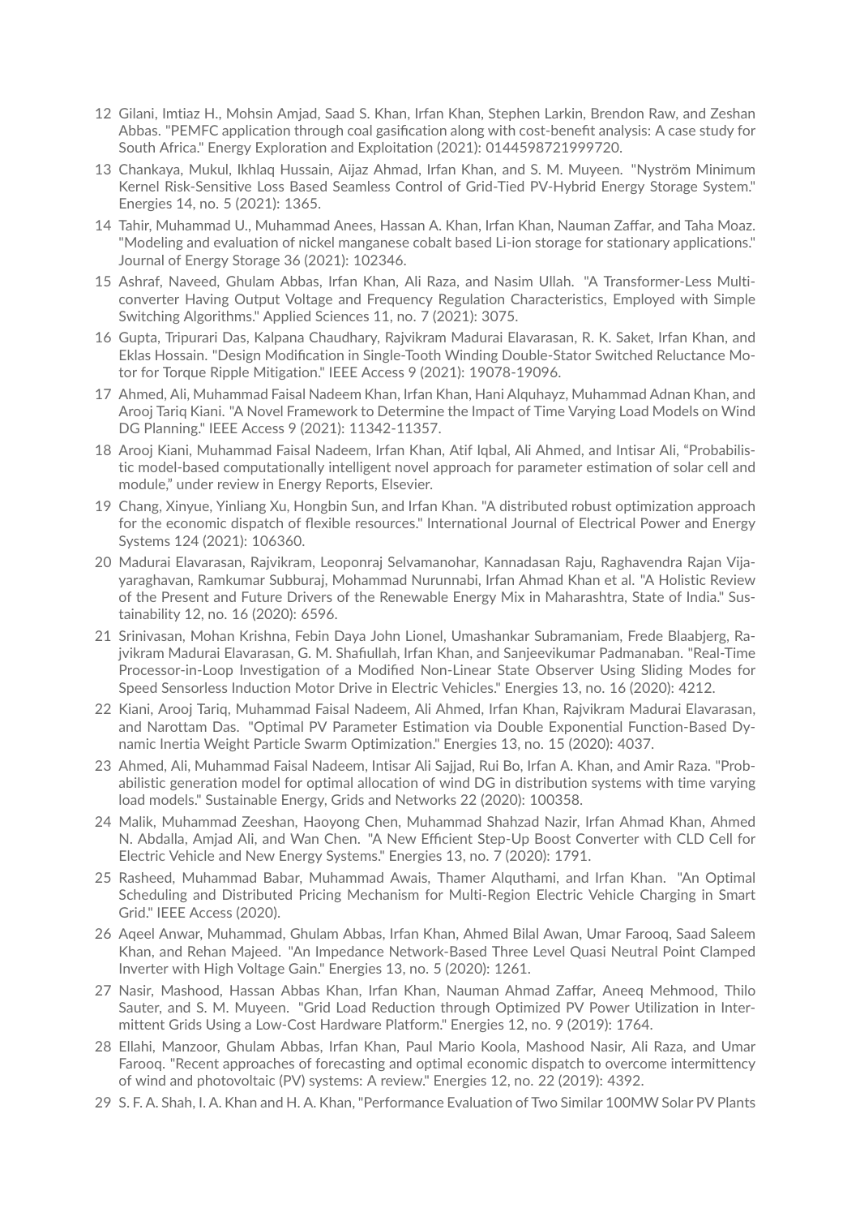12 Gilani, Imtiaz H., Mohsin Amjad, Saad S. Khan, Irfan Khan, Stephen Larkin, Brendon Raw, and Zeshan Abbas. "PEMFC application through coal gasification along with cost-benefit analysis: A case study for South Africa." Energy Exploration and Exploitation (2021): 0144598721999720.

13 Chankaya, Mukul, Ikhlaq Hussain, Aijaz Ahmad, Irfan Khan, and S. M. Muyeen. "Nyström Minimum Kernel Risk-Sensitive Loss Based Seamless Control of Grid-Tied PV-Hybrid Energy Storage System." Energies 14, no. 5 (2021): 1365.

14 Tahir, Muhammad U., Muhammad Anees, Hassan A. Khan, Irfan Khan, Nauman Zaffar, and Taha Moaz. "Modeling and evaluation of nickel manganese cobalt based Li-ion storage for stationary applications." Journal of Energy Storage 36 (2021): 102346.

15 Ashraf, Naveed, Ghulam Abbas, Irfan Khan, Ali Raza, and Nasim Ullah. "A Transformer-Less Multi-converter Having Output Voltage and Frequency Regulation Characteristics, Employed with Simple Switching Algorithms." Applied Sciences 11, no. 7 (2021): 3075.

16 Gupta, Tripurari Das, Kalpana Chaudhary, Rajvikram Madurai Elavarasan, R. K. Saket, Irfan Khan, and Eklas Hossain. "Design Modification in Single-Tooth Winding Double-Stator Switched Reluctance Motor for Torque Ripple Mitigation." IEEE Access 9 (2021): 19078-19096.

17 Ahmed, Ali, Muhammad Faisal Nadeem Khan, Irfan Khan, Hani Alquhayz, Muhammad Adnan Khan, and Arooj Tariq Kiani. "A Novel Framework to Determine the Impact of Time Varying Load Models on Wind DG Planning." IEEE Access 9 (2021): 11342-11357.

18 Arooj Kiani, Muhammad Faisal Nadeem, Irfan Khan, Atif Iqbal, Ali Ahmed, and Intisar Ali, "Probabilistic model-based computationally intelligent novel approach for parameter estimation of solar cell and module," under review in Energy Reports, Elsevier.

19 Chang, Xinyue, Yinliang Xu, Hongbin Sun, and Irfan Khan. "A distributed robust optimization approach for the economic dispatch of flexible resources." International Journal of Electrical Power and Energy Systems 124 (2021): 106360.

20 Madurai Elavarasan, Rajvikram, Leoponraj Selvamanohar, Kannadasan Raju, Raghavendra Rajan Vijayaraghavan, Ramkumar Subburaj, Mohammad Nurunnabi, Irfan Ahmad Khan et al. "A Holistic Review of the Present and Future Drivers of the Renewable Energy Mix in Maharashtra, State of India." Sustainability 12, no. 16 (2020): 6596.

21 Srinivasan, Mohan Krishna, Febin Daya John Lionel, Umashankar Subramaniam, Frede Blaabjerg, Rajvikram Madurai Elavarasan, G. M. Shafiullah, Irfan Khan, and Sanjeevikumar Padmanaban. "Real-Time Processor-in-Loop Investigation of a Modified Non-Linear State Observer Using Sliding Modes for Speed Sensorless Induction Motor Drive in Electric Vehicles." Energies 13, no. 16 (2020): 4212.

22 Kiani, Arooj Tariq, Muhammad Faisal Nadeem, Ali Ahmed, Irfan Khan, Rajvikram Madurai Elavarasan, and Narottam Das. "Optimal PV Parameter Estimation via Double Exponential Function-Based Dynamic Inertia Weight Particle Swarm Optimization." Energies 13, no. 15 (2020): 4037.

23 Ahmed, Ali, Muhammad Faisal Nadeem, Intisar Ali Sajjad, Rui Bo, Irfan A. Khan, and Amir Raza. "Probabilistic generation model for optimal allocation of wind DG in distribution systems with time varying load models." Sustainable Energy, Grids and Networks 22 (2020): 100358.

24 Malik, Muhammad Zeeshan, Haoyong Chen, Muhammad Shahzad Nazir, Irfan Ahmad Khan, Ahmed N. Abdalla, Amjad Ali, and Wan Chen. "A New Efficient Step-Up Boost Converter with CLD Cell for Electric Vehicle and New Energy Systems." Energies 13, no. 7 (2020): 1791.

25 Rasheed, Muhammad Babar, Muhammad Awais, Thamer Alquthami, and Irfan Khan. "An Optimal Scheduling and Distributed Pricing Mechanism for Multi-Region Electric Vehicle Charging in Smart Grid." IEEE Access (2020).

26 Aqeel Anwar, Muhammad, Ghulam Abbas, Irfan Khan, Ahmed Bilal Awan, Umar Farooq, Saad Saleem Khan, and Rehan Majeed. "An Impedance Network-Based Three Level Quasi Neutral Point Clamped Inverter with High Voltage Gain." Energies 13, no. 5 (2020): 1261.

27 Nasir, Mashood, Hassan Abbas Khan, Irfan Khan, Nauman Ahmad Zaffar, Aneeq Mehmood, Thilo Sauter, and S. M. Muyeen. "Grid Load Reduction through Optimized PV Power Utilization in Intermittent Grids Using a Low-Cost Hardware Platform." Energies 12, no. 9 (2019): 1764.

28 Ellahi, Manzoor, Ghulam Abbas, Irfan Khan, Paul Mario Koola, Mashood Nasir, Ali Raza, and Umar Farooq. "Recent approaches of forecasting and optimal economic dispatch to overcome intermittency of wind and photovoltaic (PV) systems: A review." Energies 12, no. 22 (2019): 4392.

29 S. F. A. Shah, I. A. Khan and H. A. Khan, "Performance Evaluation of Two Similar 100MW Solar PV Plants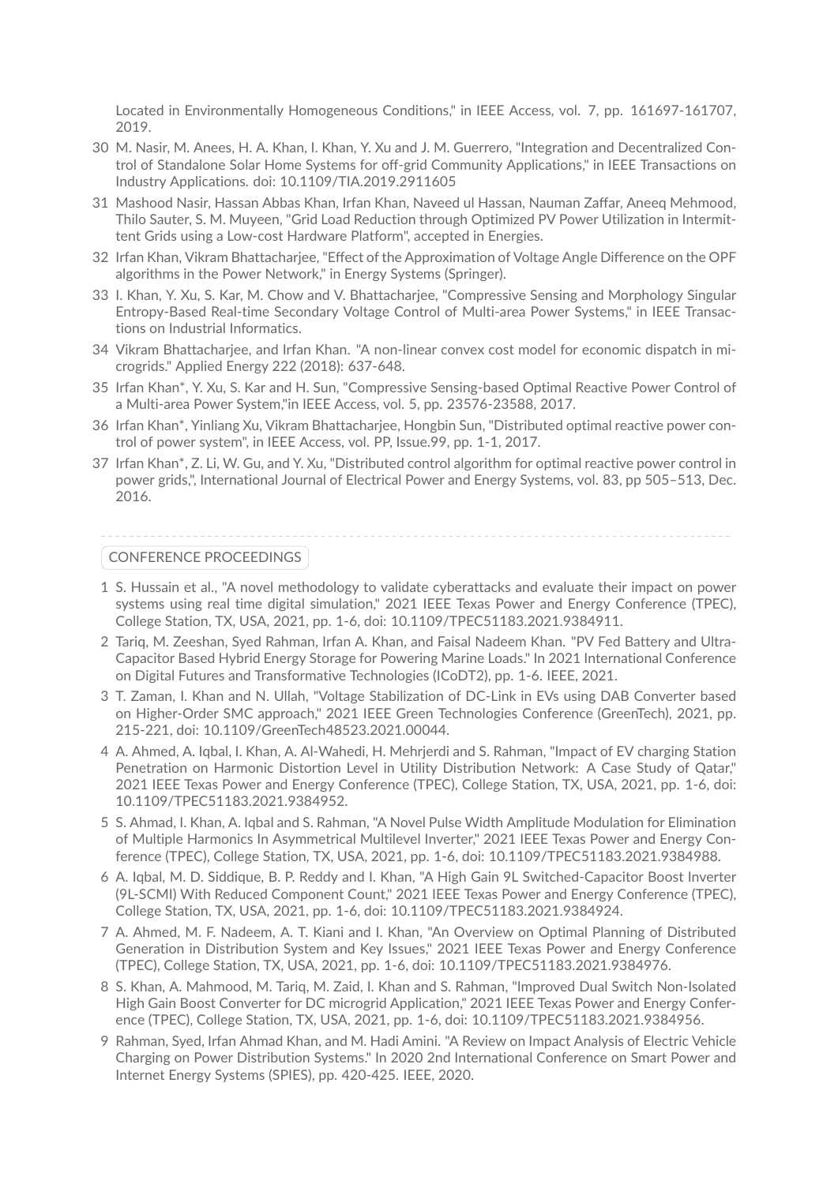Located in Environmentally Homogeneous Conditions," in IEEE Access, vol. 7, pp. 161697-161707, 2019.

30 M. Nasir, M. Anees, H. A. Khan, I. Khan, Y. Xu and J. M. Guerrero, "Integration and Decentralized Control of Standalone Solar Home Systems for off-grid Community Applications," in IEEE Transactions on Industry Applications. doi: 10.1109/TIA.2019.2911605

31 Mashood Nasir, Hassan Abbas Khan, Irfan Khan, Naveed ul Hassan, Nauman Zaffar, Aneeq Mehmood, Thilo Sauter, S. M. Muyeen, "Grid Load Reduction through Optimized PV Power Utilization in Intermittent Grids using a Low-cost Hardware Platform", accepted in Energies.

32 Irfan Khan, Vikram Bhattacharjee, "Effect of the Approximation of Voltage Angle Difference on the OPF algorithms in the Power Network," in Energy Systems (Springer).

33 I. Khan, Y. Xu, S. Kar, M. Chow and V. Bhattacharjee, "Compressive Sensing and Morphology Singular Entropy-Based Real-time Secondary Voltage Control of Multi-area Power Systems," in IEEE Transactions on Industrial Informatics.

34 Vikram Bhattacharjee, and Irfan Khan. "A non-linear convex cost model for economic dispatch in microgrids." Applied Energy 222 (2018): 637-648.

35 Irfan Khan*, Y. Xu, S. Kar and H. Sun, "Compressive Sensing-based Optimal Reactive Power Control of a Multi-area Power System,"in IEEE Access, vol. 5, pp. 23576-23588, 2017.

36 Irfan Khan*, Yinliang Xu, Vikram Bhattacharjee, Hongbin Sun, "Distributed optimal reactive power control of power system", in IEEE Access, vol. PP, Issue.99, pp. 1-1, 2017.

37 Irfan Khan*, Z. Li, W. Gu, and Y. Xu, "Distributed control algorithm for optimal reactive power control in power grids,", International Journal of Electrical Power and Energy Systems, vol. 83, pp 505–513, Dec. 2016.

## CONFERENCE PROCEEDINGS

1 S. Hussain et al., "A novel methodology to validate cyberattacks and evaluate their impact on power systems using real time digital simulation," 2021 IEEE Texas Power and Energy Conference (TPEC), College Station, TX, USA, 2021, pp. 1-6, doi: 10.1109/TPEC51183.2021.9384911.

2 Tariq, M. Zeeshan, Syed Rahman, Irfan A. Khan, and Faisal Nadeem Khan. "PV Fed Battery and Ultra-Capacitor Based Hybrid Energy Storage for Powering Marine Loads." In 2021 International Conference on Digital Futures and Transformative Technologies (ICoDT2), pp. 1-6. IEEE, 2021.

3 T. Zaman, I. Khan and N. Ullah, "Voltage Stabilization of DC-Link in EVs using DAB Converter based on Higher-Order SMC approach," 2021 IEEE Green Technologies Conference (GreenTech), 2021, pp. 215-221, doi: 10.1109/GreenTech48523.2021.00044.

4 A. Ahmed, A. Iqbal, I. Khan, A. Al-Wahedi, H. Mehrjerdi and S. Rahman, "Impact of EV charging Station Penetration on Harmonic Distortion Level in Utility Distribution Network: A Case Study of Qatar," 2021 IEEE Texas Power and Energy Conference (TPEC), College Station, TX, USA, 2021, pp. 1-6, doi: 10.1109/TPEC51183.2021.9384952.

5 S. Ahmad, I. Khan, A. Iqbal and S. Rahman, "A Novel Pulse Width Amplitude Modulation for Elimination of Multiple Harmonics In Asymmetrical Multilevel Inverter," 2021 IEEE Texas Power and Energy Conference (TPEC), College Station, TX, USA, 2021, pp. 1-6, doi: 10.1109/TPEC51183.2021.9384988.

6 A. Iqbal, M. D. Siddique, B. P. Reddy and I. Khan, "A High Gain 9L Switched-Capacitor Boost Inverter (9L-SCMI) With Reduced Component Count," 2021 IEEE Texas Power and Energy Conference (TPEC), College Station, TX, USA, 2021, pp. 1-6, doi: 10.1109/TPEC51183.2021.9384924.

7 A. Ahmed, M. F. Nadeem, A. T. Kiani and I. Khan, "An Overview on Optimal Planning of Distributed Generation in Distribution System and Key Issues," 2021 IEEE Texas Power and Energy Conference (TPEC), College Station, TX, USA, 2021, pp. 1-6, doi: 10.1109/TPEC51183.2021.9384976.

8 S. Khan, A. Mahmood, M. Tariq, M. Zaid, I. Khan and S. Rahman, "Improved Dual Switch Non-Isolated High Gain Boost Converter for DC microgrid Application," 2021 IEEE Texas Power and Energy Conference (TPEC), College Station, TX, USA, 2021, pp. 1-6, doi: 10.1109/TPEC51183.2021.9384956.

9 Rahman, Syed, Irfan Ahmad Khan, and M. Hadi Amini. "A Review on Impact Analysis of Electric Vehicle Charging on Power Distribution Systems." In 2020 2nd International Conference on Smart Power and Internet Energy Systems (SPIES), pp. 420-425. IEEE, 2020.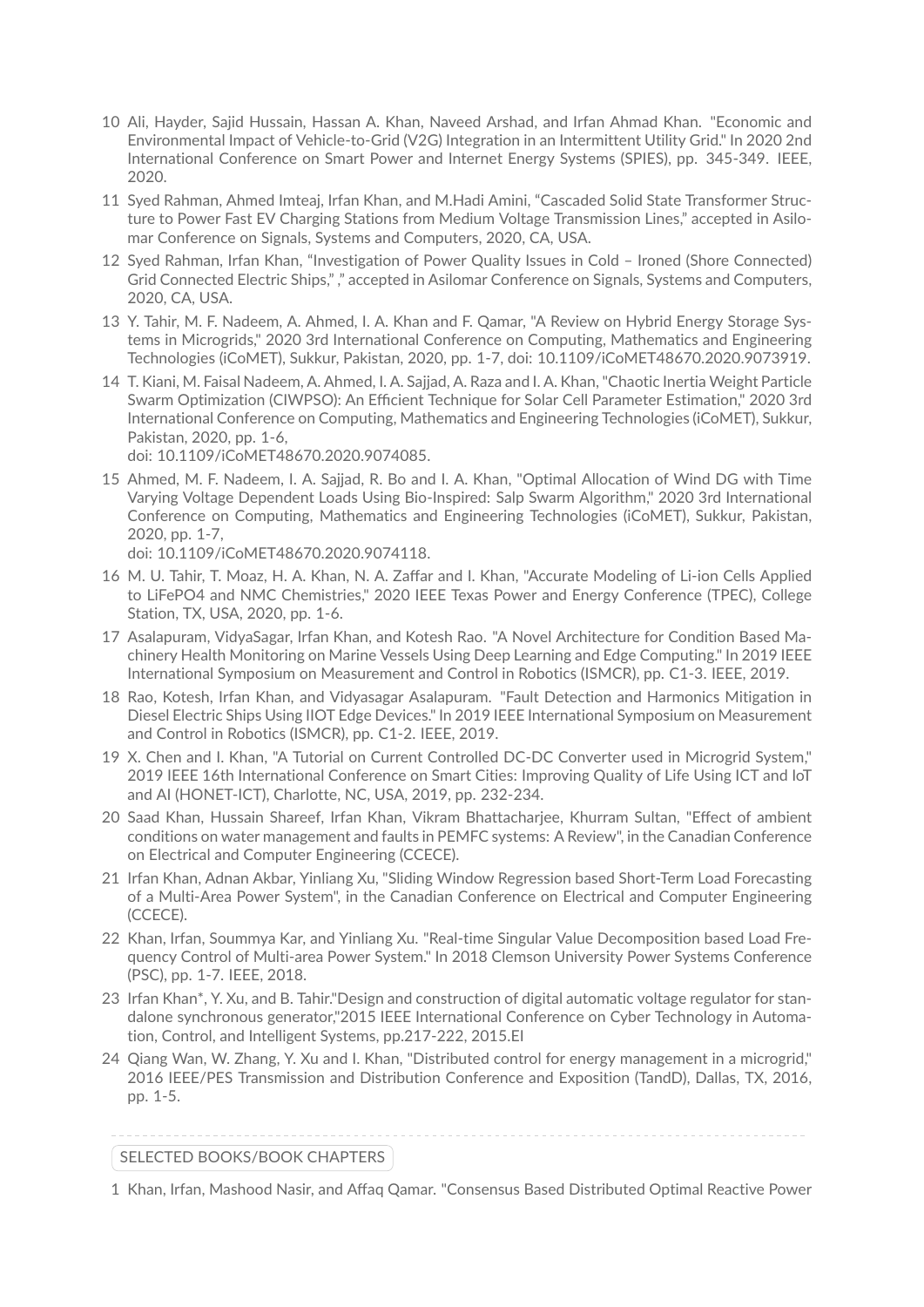10 Ali, Hayder, Sajid Hussain, Hassan A. Khan, Naveed Arshad, and Irfan Ahmad Khan. "Economic and Environmental Impact of Vehicle-to-Grid (V2G) Integration in an Intermittent Utility Grid." In 2020 2nd International Conference on Smart Power and Internet Energy Systems (SPIES), pp. 345-349. IEEE, 2020.

11 Syed Rahman, Ahmed Imteaj, Irfan Khan, and M.Hadi Amini, "Cascaded Solid State Transformer Structure to Power Fast EV Charging Stations from Medium Voltage Transmission Lines," accepted in Asilomar Conference on Signals, Systems and Computers, 2020, CA, USA.

12 Syed Rahman, Irfan Khan, "Investigation of Power Quality Issues in Cold – Ironed (Shore Connected) Grid Connected Electric Ships," ," accepted in Asilomar Conference on Signals, Systems and Computers, 2020, CA, USA.

13 Y. Tahir, M. F. Nadeem, A. Ahmed, I. A. Khan and F. Qamar, "A Review on Hybrid Energy Storage Systems in Microgrids," 2020 3rd International Conference on Computing, Mathematics and Engineering Technologies (iCoMET), Sukkur, Pakistan, 2020, pp. 1-7, doi: 10.1109/iCoMET48670.2020.9073919.

14 T. Kiani, M. Faisal Nadeem, A. Ahmed, I. A. Sajjad, A. Raza and I. A. Khan, "Chaotic Inertia Weight Particle Swarm Optimization (CIWPSO): An Efficient Technique for Solar Cell Parameter Estimation," 2020 3rd International Conference on Computing, Mathematics and Engineering Technologies (iCoMET), Sukkur, Pakistan, 2020, pp. 1-6,
doi: 10.1109/iCoMET48670.2020.9074085.

15 Ahmed, M. F. Nadeem, I. A. Sajjad, R. Bo and I. A. Khan, "Optimal Allocation of Wind DG with Time Varying Voltage Dependent Loads Using Bio-Inspired: Salp Swarm Algorithm," 2020 3rd International Conference on Computing, Mathematics and Engineering Technologies (iCoMET), Sukkur, Pakistan, 2020, pp. 1-7,
doi: 10.1109/iCoMET48670.2020.9074118.

16 M. U. Tahir, T. Moaz, H. A. Khan, N. A. Zaffar and I. Khan, "Accurate Modeling of Li-ion Cells Applied to LiFePO4 and NMC Chemistries," 2020 IEEE Texas Power and Energy Conference (TPEC), College Station, TX, USA, 2020, pp. 1-6.

17 Asalapuram, VidyaSagar, Irfan Khan, and Kotesh Rao. "A Novel Architecture for Condition Based Machinery Health Monitoring on Marine Vessels Using Deep Learning and Edge Computing." In 2019 IEEE International Symposium on Measurement and Control in Robotics (ISMCR), pp. C1-3. IEEE, 2019.

18 Rao, Kotesh, Irfan Khan, and Vidyasagar Asalapuram. "Fault Detection and Harmonics Mitigation in Diesel Electric Ships Using IIOT Edge Devices." In 2019 IEEE International Symposium on Measurement and Control in Robotics (ISMCR), pp. C1-2. IEEE, 2019.

19 X. Chen and I. Khan, "A Tutorial on Current Controlled DC-DC Converter used in Microgrid System," 2019 IEEE 16th International Conference on Smart Cities: Improving Quality of Life Using ICT and IoT and AI (HONET-ICT), Charlotte, NC, USA, 2019, pp. 232-234.

20 Saad Khan, Hussain Shareef, Irfan Khan, Vikram Bhattacharjee, Khurram Sultan, "Effect of ambient conditions on water management and faults in PEMFC systems: A Review", in the Canadian Conference on Electrical and Computer Engineering (CCECE).

21 Irfan Khan, Adnan Akbar, Yinliang Xu, "Sliding Window Regression based Short-Term Load Forecasting of a Multi-Area Power System", in the Canadian Conference on Electrical and Computer Engineering (CCECE).

22 Khan, Irfan, Soummya Kar, and Yinliang Xu. "Real-time Singular Value Decomposition based Load Frequency Control of Multi-area Power System." In 2018 Clemson University Power Systems Conference (PSC), pp. 1-7. IEEE, 2018.

23 Irfan Khan*, Y. Xu, and B. Tahir."Design and construction of digital automatic voltage regulator for standalone synchronous generator,"2015 IEEE International Conference on Cyber Technology in Automation, Control, and Intelligent Systems, pp.217-222, 2015.EI

24 Qiang Wan, W. Zhang, Y. Xu and I. Khan, "Distributed control for energy management in a microgrid," 2016 IEEE/PES Transmission and Distribution Conference and Exposition (TandD), Dallas, TX, 2016, pp. 1-5.

## SELECTED BOOKS/BOOK CHAPTERS

1 Khan, Irfan, Mashood Nasir, and Affaq Qamar. "Consensus Based Distributed Optimal Reactive Power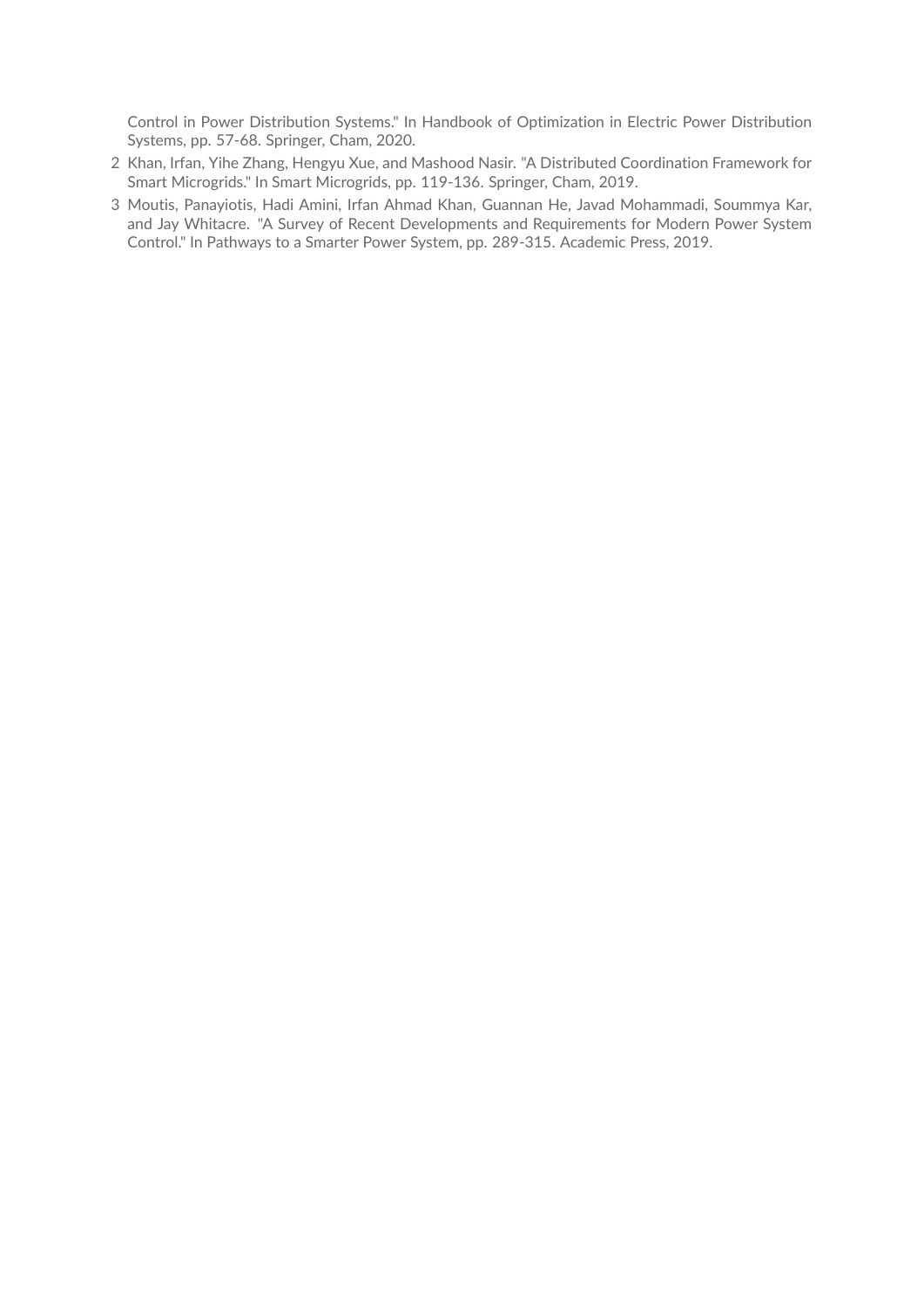Control in Power Distribution Systems." In Handbook of Optimization in Electric Power Distribution Systems, pp. 57-68. Springer, Cham, 2020.

2. Khan, Irfan, Yihe Zhang, Hengyu Xue, and Mashood Nasir. "A Distributed Coordination Framework for Smart Microgrids." In Smart Microgrids, pp. 119-136. Springer, Cham, 2019.
3. Moutis, Panayiotis, Hadi Amini, Irfan Ahmad Khan, Guannan He, Javad Mohammadi, Soummya Kar, and Jay Whitacre. "A Survey of Recent Developments and Requirements for Modern Power System Control." In Pathways to a Smarter Power System, pp. 289-315. Academic Press, 2019.